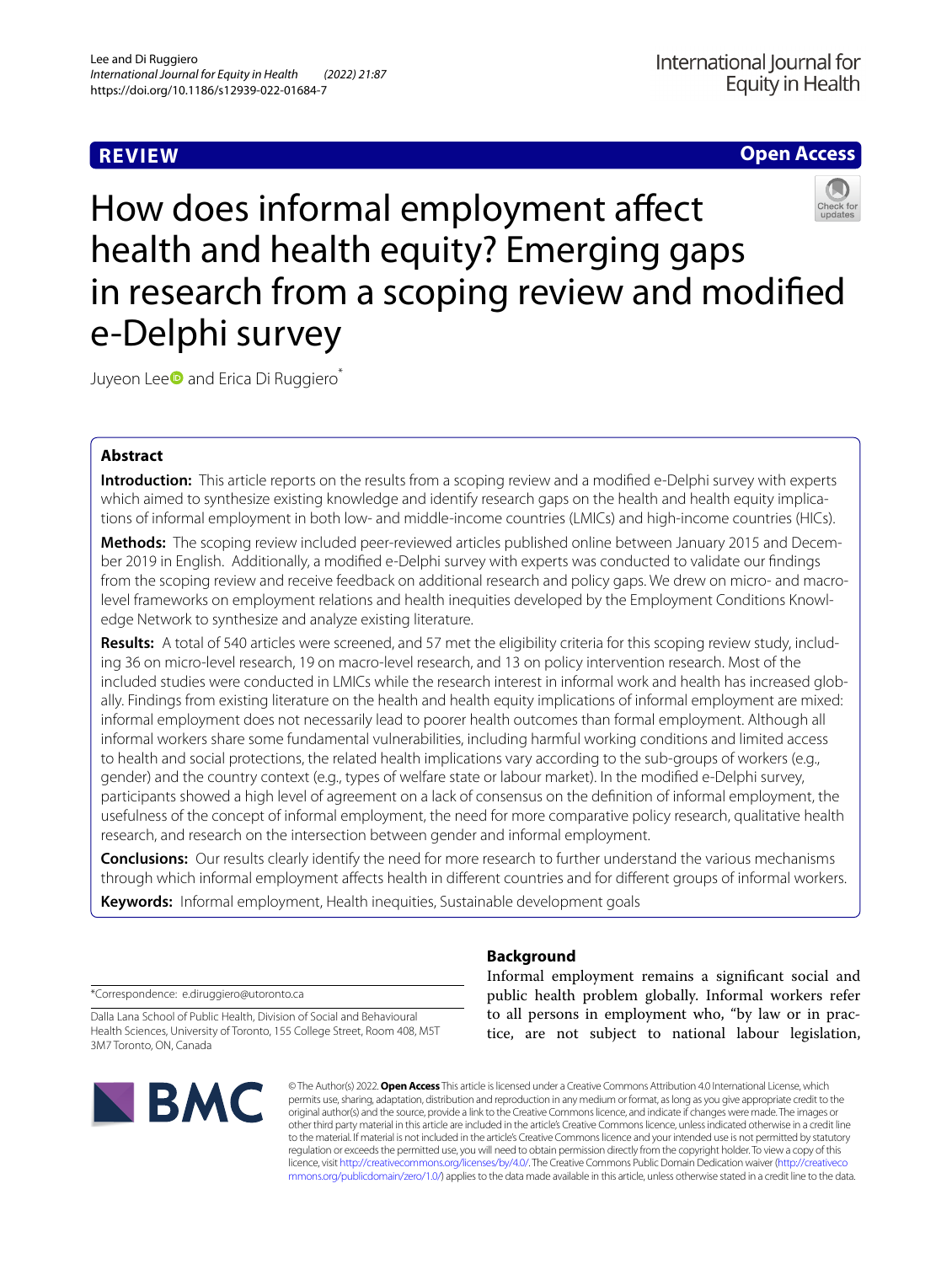REVIEW

Open Access

# How does informal employment affect health and health equity? Emerging gaps in research from a scoping review and modified e-Delphi survey

Juyeon Lee and Erica Di Ruggiero*

## Abstract

**Introduction:** This article reports on the results from a scoping review and a modified e-Delphi survey with experts which aimed to synthesize existing knowledge and identify research gaps on the health and health equity implications of informal employment in both low- and middle-income countries (LMICs) and high-income countries (HICs).

**Methods:** The scoping review included peer-reviewed articles published online between January 2015 and December 2019 in English. Additionally, a modified e-Delphi survey with experts was conducted to validate our findings from the scoping review and receive feedback on additional research and policy gaps. We drew on micro- and macro-level frameworks on employment relations and health inequities developed by the Employment Conditions Knowledge Network to synthesize and analyze existing literature.

**Results:** A total of 540 articles were screened, and 57 met the eligibility criteria for this scoping review study, including 36 on micro-level research, 19 on macro-level research, and 13 on policy intervention research. Most of the included studies were conducted in LMICs while the research interest in informal work and health has increased globally. Findings from existing literature on the health and health equity implications of informal employment are mixed: informal employment does not necessarily lead to poorer health outcomes than formal employment. Although all informal workers share some fundamental vulnerabilities, including harmful working conditions and limited access to health and social protections, the related health implications vary according to the sub-groups of workers (e.g., gender) and the country context (e.g., types of welfare state or labour market). In the modified e-Delphi survey, participants showed a high level of agreement on a lack of consensus on the definition of informal employment, the usefulness of the concept of informal employment, the need for more comparative policy research, qualitative health research, and research on the intersection between gender and informal employment.

**Conclusions:** Our results clearly identify the need for more research to further understand the various mechanisms through which informal employment affects health in different countries and for different groups of informal workers.

**Keywords:** Informal employment, Health inequities, Sustainable development goals

*Correspondence: e.diruggiero@utoronto.ca

Dalla Lana School of Public Health, Division of Social and Behavioural Health Sciences, University of Toronto, 155 College Street, Room 408, M5T 3M7 Toronto, ON, Canada

## Background

Informal employment remains a significant social and public health problem globally. Informal workers refer to all persons in employment who, "by law or in practice, are not subject to national labour legislation,

© The Author(s) 2022. **Open Access** This article is licensed under a Creative Commons Attribution 4.0 International License, which permits use, sharing, adaptation, distribution and reproduction in any medium or format, as long as you give appropriate credit to the original author(s) and the source, provide a link to the Creative Commons licence, and indicate if changes were made. The images or other third party material in this article are included in the article's Creative Commons licence, unless indicated otherwise in a credit line to the material. If material is not included in the article's Creative Commons licence and your intended use is not permitted by statutory regulation or exceeds the permitted use, you will need to obtain permission directly from the copyright holder. To view a copy of this licence, visit http://creativecommons.org/licenses/by/4.0/. The Creative Commons Public Domain Dedication waiver (http://creativecommons.org/publicdomain/zero/1.0/) applies to the data made available in this article, unless otherwise stated in a credit line to the data.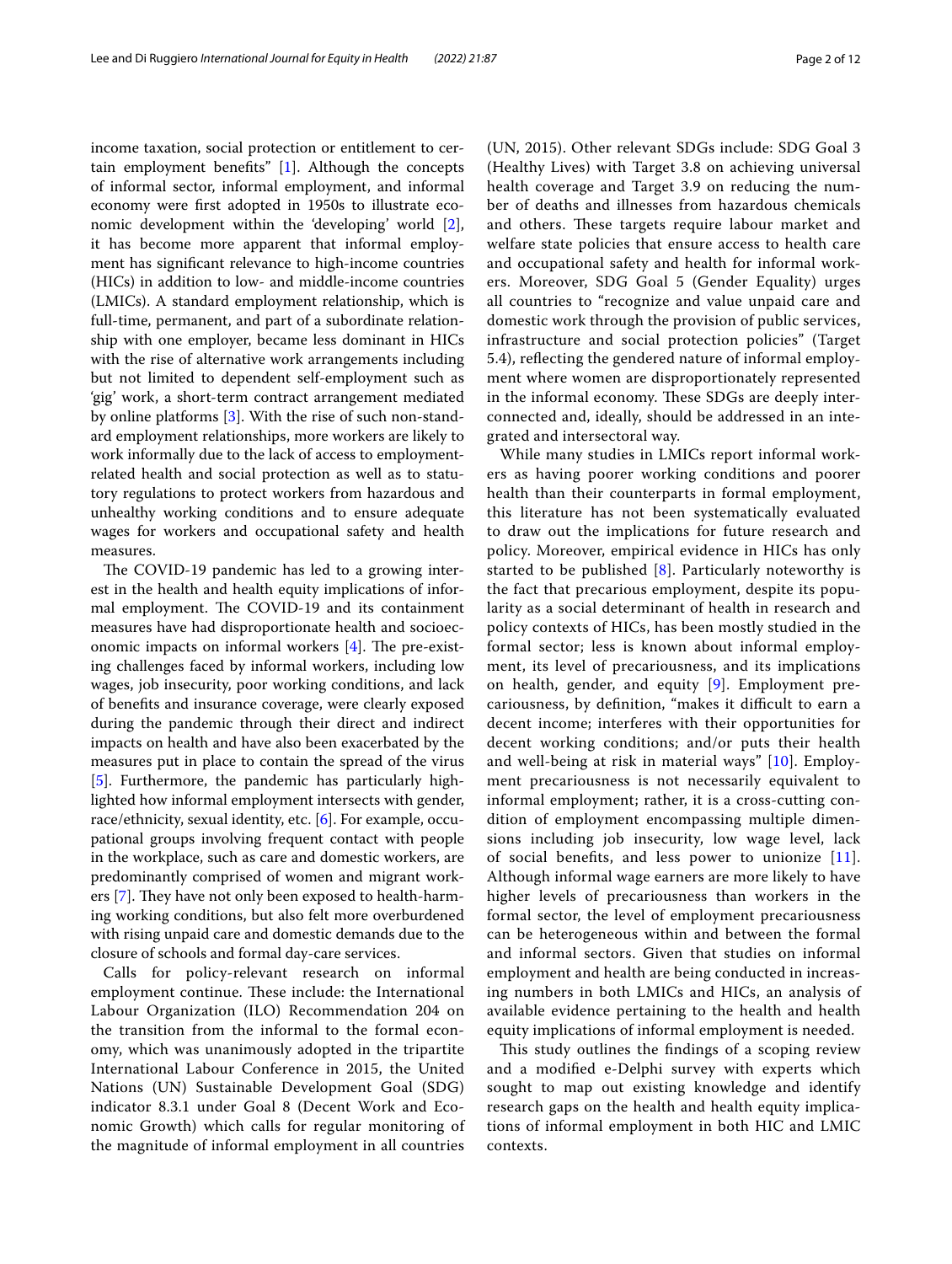income taxation, social protection or entitlement to certain employment benefits" [1]. Although the concepts of informal sector, informal employment, and informal economy were first adopted in 1950s to illustrate economic development within the 'developing' world [2], it has become more apparent that informal employment has significant relevance to high-income countries (HICs) in addition to low- and middle-income countries (LMICs). A standard employment relationship, which is full-time, permanent, and part of a subordinate relationship with one employer, became less dominant in HICs with the rise of alternative work arrangements including but not limited to dependent self-employment such as 'gig' work, a short-term contract arrangement mediated by online platforms [3]. With the rise of such non-standard employment relationships, more workers are likely to work informally due to the lack of access to employment-related health and social protection as well as to statutory regulations to protect workers from hazardous and unhealthy working conditions and to ensure adequate wages for workers and occupational safety and health measures.

The COVID-19 pandemic has led to a growing interest in the health and health equity implications of informal employment. The COVID-19 and its containment measures have had disproportionate health and socioeconomic impacts on informal workers [4]. The pre-existing challenges faced by informal workers, including low wages, job insecurity, poor working conditions, and lack of benefits and insurance coverage, were clearly exposed during the pandemic through their direct and indirect impacts on health and have also been exacerbated by the measures put in place to contain the spread of the virus [5]. Furthermore, the pandemic has particularly highlighted how informal employment intersects with gender, race/ethnicity, sexual identity, etc. [6]. For example, occupational groups involving frequent contact with people in the workplace, such as care and domestic workers, are predominantly comprised of women and migrant workers [7]. They have not only been exposed to health-harming working conditions, but also felt more overburdened with rising unpaid care and domestic demands due to the closure of schools and formal day-care services.

Calls for policy-relevant research on informal employment continue. These include: the International Labour Organization (ILO) Recommendation 204 on the transition from the informal to the formal economy, which was unanimously adopted in the tripartite International Labour Conference in 2015, the United Nations (UN) Sustainable Development Goal (SDG) indicator 8.3.1 under Goal 8 (Decent Work and Economic Growth) which calls for regular monitoring of the magnitude of informal employment in all countries (UN, 2015). Other relevant SDGs include: SDG Goal 3 (Healthy Lives) with Target 3.8 on achieving universal health coverage and Target 3.9 on reducing the number of deaths and illnesses from hazardous chemicals and others. These targets require labour market and welfare state policies that ensure access to health care and occupational safety and health for informal workers. Moreover, SDG Goal 5 (Gender Equality) urges all countries to "recognize and value unpaid care and domestic work through the provision of public services, infrastructure and social protection policies" (Target 5.4), reflecting the gendered nature of informal employment where women are disproportionately represented in the informal economy. These SDGs are deeply interconnected and, ideally, should be addressed in an integrated and intersectoral way.

While many studies in LMICs report informal workers as having poorer working conditions and poorer health than their counterparts in formal employment, this literature has not been systematically evaluated to draw out the implications for future research and policy. Moreover, empirical evidence in HICs has only started to be published [8]. Particularly noteworthy is the fact that precarious employment, despite its popularity as a social determinant of health in research and policy contexts of HICs, has been mostly studied in the formal sector; less is known about informal employment, its level of precariousness, and its implications on health, gender, and equity [9]. Employment precariousness, by definition, "makes it difficult to earn a decent income; interferes with their opportunities for decent working conditions; and/or puts their health and well-being at risk in material ways" [10]. Employment precariousness is not necessarily equivalent to informal employment; rather, it is a cross-cutting condition of employment encompassing multiple dimensions including job insecurity, low wage level, lack of social benefits, and less power to unionize [11]. Although informal wage earners are more likely to have higher levels of precariousness than workers in the formal sector, the level of employment precariousness can be heterogeneous within and between the formal and informal sectors. Given that studies on informal employment and health are being conducted in increasing numbers in both LMICs and HICs, an analysis of available evidence pertaining to the health and health equity implications of informal employment is needed.

This study outlines the findings of a scoping review and a modified e-Delphi survey with experts which sought to map out existing knowledge and identify research gaps on the health and health equity implications of informal employment in both HIC and LMIC contexts.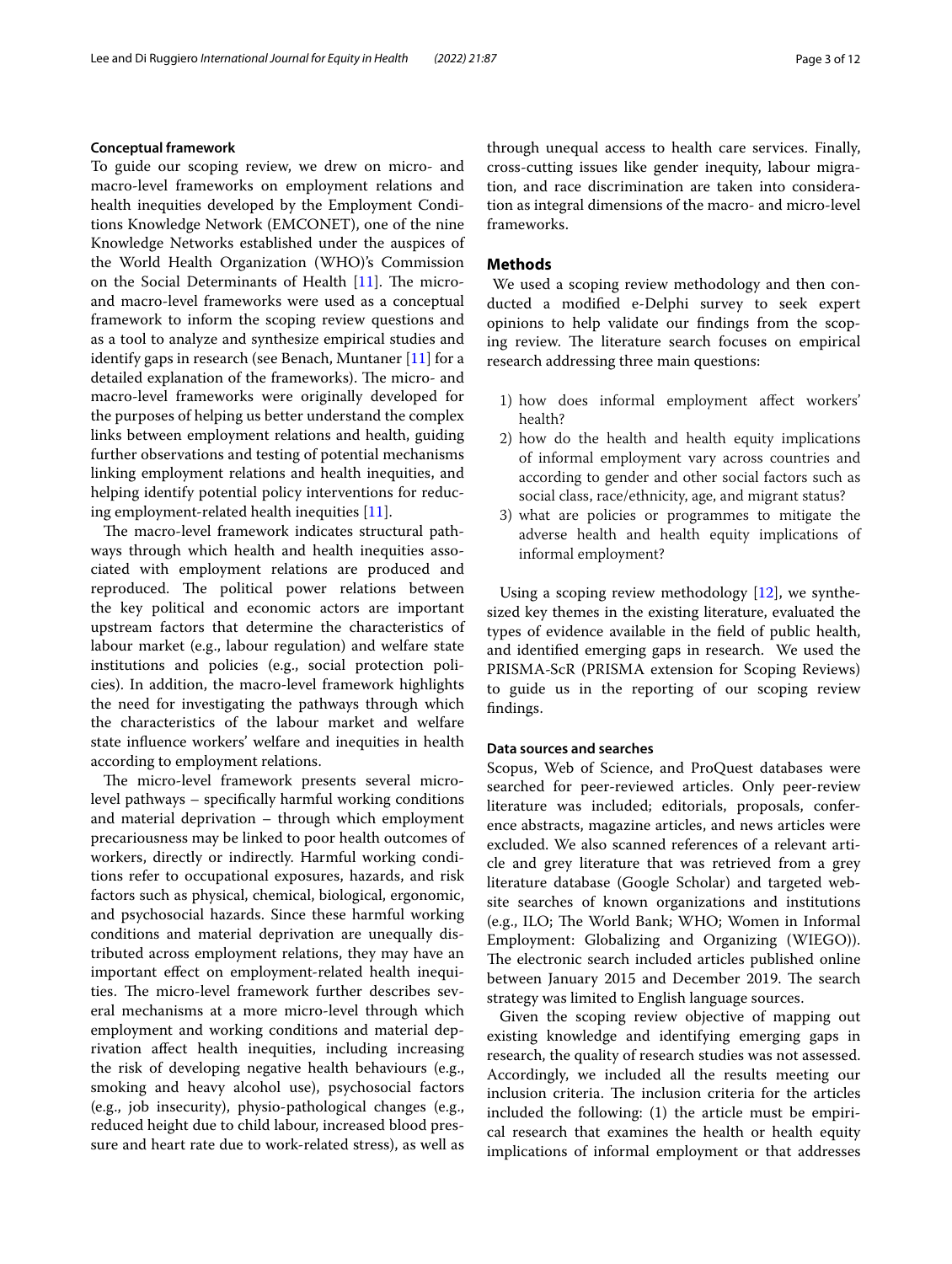### Conceptual framework

To guide our scoping review, we drew on micro- and macro-level frameworks on employment relations and health inequities developed by the Employment Conditions Knowledge Network (EMCONET), one of the nine Knowledge Networks established under the auspices of the World Health Organization (WHO)'s Commission on the Social Determinants of Health [11]. The micro- and macro-level frameworks were used as a conceptual framework to inform the scoping review questions and as a tool to analyze and synthesize empirical studies and identify gaps in research (see Benach, Muntaner [11] for a detailed explanation of the frameworks). The micro- and macro-level frameworks were originally developed for the purposes of helping us better understand the complex links between employment relations and health, guiding further observations and testing of potential mechanisms linking employment relations and health inequities, and helping identify potential policy interventions for reducing employment-related health inequities [11].

The macro-level framework indicates structural pathways through which health and health inequities associated with employment relations are produced and reproduced. The political power relations between the key political and economic actors are important upstream factors that determine the characteristics of labour market (e.g., labour regulation) and welfare state institutions and policies (e.g., social protection policies). In addition, the macro-level framework highlights the need for investigating the pathways through which the characteristics of the labour market and welfare state influence workers' welfare and inequities in health according to employment relations.

The micro-level framework presents several micro-level pathways – specifically harmful working conditions and material deprivation – through which employment precariousness may be linked to poor health outcomes of workers, directly or indirectly. Harmful working conditions refer to occupational exposures, hazards, and risk factors such as physical, chemical, biological, ergonomic, and psychosocial hazards. Since these harmful working conditions and material deprivation are unequally distributed across employment relations, they may have an important effect on employment-related health inequities. The micro-level framework further describes several mechanisms at a more micro-level through which employment and working conditions and material deprivation affect health inequities, including increasing the risk of developing negative health behaviours (e.g., smoking and heavy alcohol use), psychosocial factors (e.g., job insecurity), physio-pathological changes (e.g., reduced height due to child labour, increased blood pressure and heart rate due to work-related stress), as well as through unequal access to health care services. Finally, cross-cutting issues like gender inequity, labour migration, and race discrimination are taken into consideration as integral dimensions of the macro- and micro-level frameworks.

## Methods

We used a scoping review methodology and then conducted a modified e-Delphi survey to seek expert opinions to help validate our findings from the scoping review. The literature search focuses on empirical research addressing three main questions:

1) how does informal employment affect workers' health?
2) how do the health and health equity implications of informal employment vary across countries and according to gender and other social factors such as social class, race/ethnicity, age, and migrant status?
3) what are policies or programmes to mitigate the adverse health and health equity implications of informal employment?

Using a scoping review methodology [12], we synthesized key themes in the existing literature, evaluated the types of evidence available in the field of public health, and identified emerging gaps in research. We used the PRISMA-ScR (PRISMA extension for Scoping Reviews) to guide us in the reporting of our scoping review findings.

### Data sources and searches

Scopus, Web of Science, and ProQuest databases were searched for peer-reviewed articles. Only peer-review literature was included; editorials, proposals, conference abstracts, magazine articles, and news articles were excluded. We also scanned references of a relevant article and grey literature that was retrieved from a grey literature database (Google Scholar) and targeted website searches of known organizations and institutions (e.g., ILO; The World Bank; WHO; Women in Informal Employment: Globalizing and Organizing (WIEGO)). The electronic search included articles published online between January 2015 and December 2019. The search strategy was limited to English language sources.

Given the scoping review objective of mapping out existing knowledge and identifying emerging gaps in research, the quality of research studies was not assessed. Accordingly, we included all the results meeting our inclusion criteria. The inclusion criteria for the articles included the following: (1) the article must be empirical research that examines the health or health equity implications of informal employment or that addresses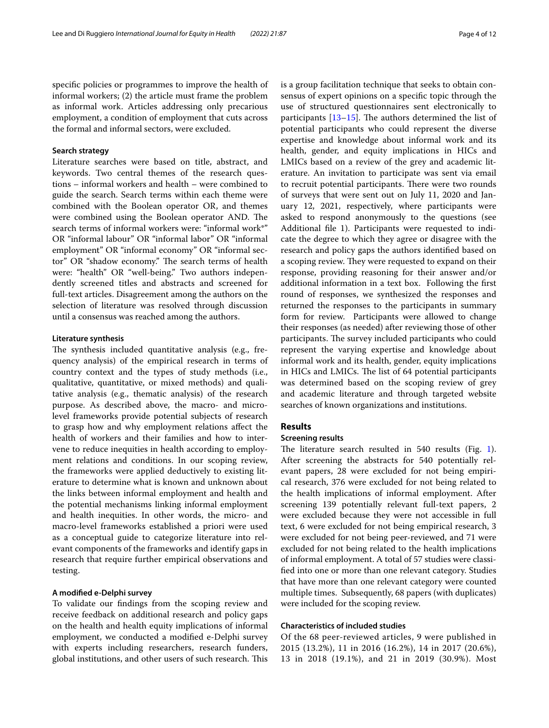specific policies or programmes to improve the health of informal workers; (2) the article must frame the problem as informal work. Articles addressing only precarious employment, a condition of employment that cuts across the formal and informal sectors, were excluded.

#### Search strategy

Literature searches were based on title, abstract, and keywords. Two central themes of the research questions – informal workers and health – were combined to guide the search. Search terms within each theme were combined with the Boolean operator OR, and themes were combined using the Boolean operator AND. The search terms of informal workers were: "informal work*" OR "informal labour" OR "informal labor" OR "informal employment" OR "informal economy" OR "informal sector" OR "shadow economy." The search terms of health were: "health" OR "well-being." Two authors independently screened titles and abstracts and screened for full-text articles. Disagreement among the authors on the selection of literature was resolved through discussion until a consensus was reached among the authors.

#### Literature synthesis

The synthesis included quantitative analysis (e.g., frequency analysis) of the empirical research in terms of country context and the types of study methods (i.e., qualitative, quantitative, or mixed methods) and qualitative analysis (e.g., thematic analysis) of the research purpose. As described above, the macro- and micro-level frameworks provide potential subjects of research to grasp how and why employment relations affect the health of workers and their families and how to intervene to reduce inequities in health according to employment relations and conditions. In our scoping review, the frameworks were applied deductively to existing literature to determine what is known and unknown about the links between informal employment and health and the potential mechanisms linking informal employment and health inequities. In other words, the micro- and macro-level frameworks established a priori were used as a conceptual guide to categorize literature into relevant components of the frameworks and identify gaps in research that require further empirical observations and testing.

#### A modified e-Delphi survey

To validate our findings from the scoping review and receive feedback on additional research and policy gaps on the health and health equity implications of informal employment, we conducted a modified e-Delphi survey with experts including researchers, research funders, global institutions, and other users of such research. This is a group facilitation technique that seeks to obtain consensus of expert opinions on a specific topic through the use of structured questionnaires sent electronically to participants [13–15]. The authors determined the list of potential participants who could represent the diverse expertise and knowledge about informal work and its health, gender, and equity implications in HICs and LMICs based on a review of the grey and academic literature. An invitation to participate was sent via email to recruit potential participants. There were two rounds of surveys that were sent out on July 11, 2020 and January 12, 2021, respectively, where participants were asked to respond anonymously to the questions (see Additional file 1). Participants were requested to indicate the degree to which they agree or disagree with the research and policy gaps the authors identified based on a scoping review. They were requested to expand on their response, providing reasoning for their answer and/or additional information in a text box. Following the first round of responses, we synthesized the responses and returned the responses to the participants in summary form for review. Participants were allowed to change their responses (as needed) after reviewing those of other participants. The survey included participants who could represent the varying expertise and knowledge about informal work and its health, gender, equity implications in HICs and LMICs. The list of 64 potential participants was determined based on the scoping review of grey and academic literature and through targeted website searches of known organizations and institutions.

## Results

#### Screening results

The literature search resulted in 540 results (Fig. 1). After screening the abstracts for 540 potentially relevant papers, 28 were excluded for not being empirical research, 376 were excluded for not being related to the health implications of informal employment. After screening 139 potentially relevant full-text papers, 2 were excluded because they were not accessible in full text, 6 were excluded for not being empirical research, 3 were excluded for not being peer-reviewed, and 71 were excluded for not being related to the health implications of informal employment. A total of 57 studies were classified into one or more than one relevant category. Studies that have more than one relevant category were counted multiple times. Subsequently, 68 papers (with duplicates) were included for the scoping review.

#### Characteristics of included studies

Of the 68 peer-reviewed articles, 9 were published in 2015 (13.2%), 11 in 2016 (16.2%), 14 in 2017 (20.6%), 13 in 2018 (19.1%), and 21 in 2019 (30.9%). Most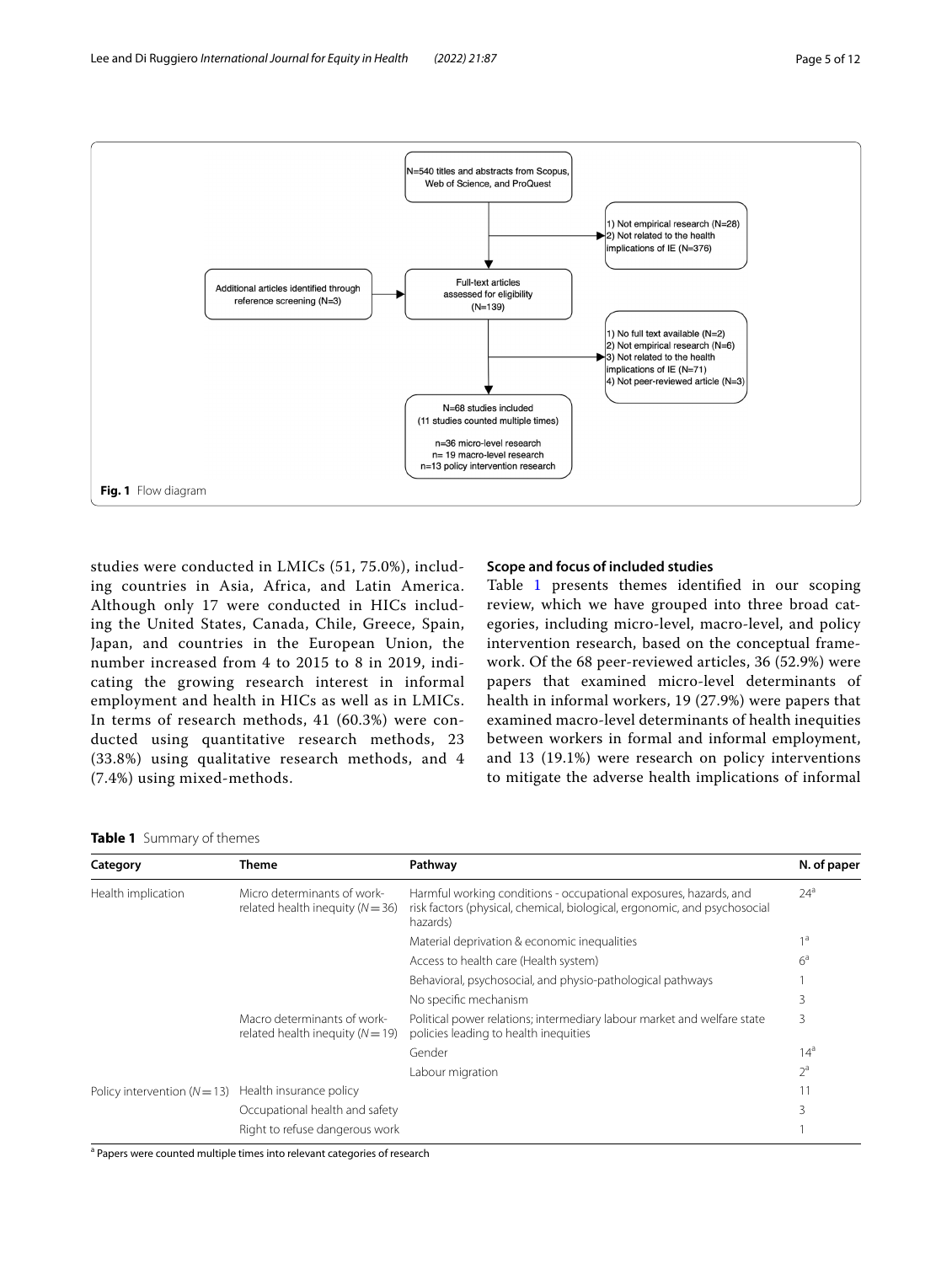N=540 titles and abstracts from Scopus, Web of Science, and ProQuest

1) Not empirical research (N=28)
2) Not related to the health implications of IE (N=376)

Additional articles identified through reference screening (N=3)

Full-text articles assessed for eligibility (N=139)

1) No full text available (N=2)
2) Not empirical research (N=6)
3) Not related to the health implications of IE (N=71)
4) Not peer-reviewed article (N=3)

N=68 studies included
(11 studies counted multiple times)

n=36 micro-level research
n= 19 macro-level research
n=13 policy intervention research

**Fig. 1** Flow diagram

studies were conducted in LMICs (51, 75.0%), including countries in Asia, Africa, and Latin America. Although only 17 were conducted in HICs including the United States, Canada, Chile, Greece, Spain, Japan, and countries in the European Union, the number increased from 4 to 2015 to 8 in 2019, indicating the growing research interest in informal employment and health in HICs as well as in LMICs. In terms of research methods, 41 (60.3%) were conducted using quantitative research methods, 23 (33.8%) using qualitative research methods, and 4 (7.4%) using mixed-methods.

### Scope and focus of included studies

Table 1 presents themes identified in our scoping review, which we have grouped into three broad categories, including micro-level, macro-level, and policy intervention research, based on the conceptual framework. Of the 68 peer-reviewed articles, 36 (52.9%) were papers that examined micro-level determinants of health in informal workers, 19 (27.9%) were papers that examined macro-level determinants of health inequities between workers in formal and informal employment, and 13 (19.1%) were research on policy interventions to mitigate the adverse health implications of informal

**Table 1** Summary of themes

| Category | Theme | Pathway | N. of paper |
|---|---|---|---|
| Health implication | Micro determinants of work-related health inequity (N=36) | Harmful working conditions - occupational exposures, hazards, and risk factors (physical, chemical, biological, ergonomic, and psychosocial hazards) | 24[a] |
| | | Material deprivation & economic inequalities | 1[a] |
| | | Access to health care (Health system) | 6[a] |
| | | Behavioral, psychosocial, and physio-pathological pathways | 1 |
| | | No specific mechanism | 3 |
| | Macro determinants of work-related health inequity (N=19) | Political power relations; intermediary labour market and welfare state policies leading to health inequities | 3 |
| | | Gender | 14[a] |
| | | Labour migration | 2[a] |
| Policy intervention (N=13) | Health insurance policy | | 11 |
| | Occupational health and safety | | 3 |
| | Right to refuse dangerous work | | 1 |

[a] Papers were counted multiple times into relevant categories of research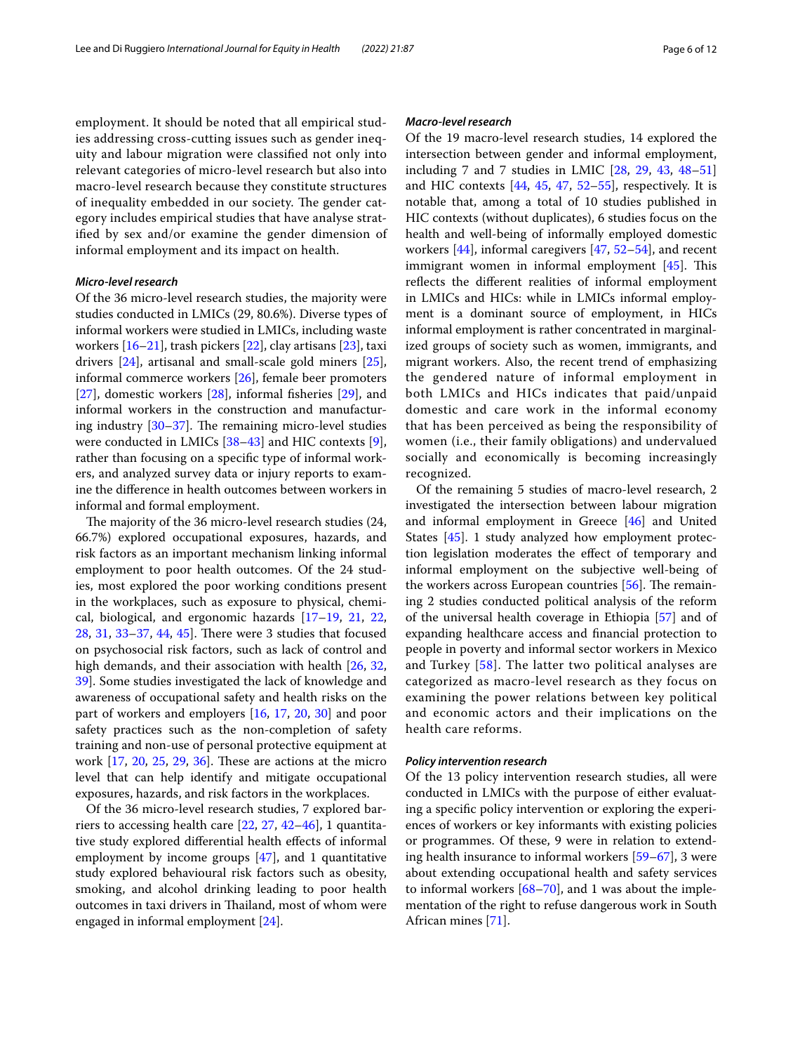employment. It should be noted that all empirical studies addressing cross-cutting issues such as gender inequity and labour migration were classified not only into relevant categories of micro-level research but also into macro-level research because they constitute structures of inequality embedded in our society. The gender category includes empirical studies that have analyse stratified by sex and/or examine the gender dimension of informal employment and its impact on health.

### *Micro-level research*

Of the 36 micro-level research studies, the majority were studies conducted in LMICs (29, 80.6%). Diverse types of informal workers were studied in LMICs, including waste workers [16–21], trash pickers [22], clay artisans [23], taxi drivers [24], artisanal and small-scale gold miners [25], informal commerce workers [26], female beer promoters [27], domestic workers [28], informal fisheries [29], and informal workers in the construction and manufacturing industry [30–37]. The remaining micro-level studies were conducted in LMICs [38–43] and HIC contexts [9], rather than focusing on a specific type of informal workers, and analyzed survey data or injury reports to examine the difference in health outcomes between workers in informal and formal employment.

The majority of the 36 micro-level research studies (24, 66.7%) explored occupational exposures, hazards, and risk factors as an important mechanism linking informal employment to poor health outcomes. Of the 24 studies, most explored the poor working conditions present in the workplaces, such as exposure to physical, chemical, biological, and ergonomic hazards [17–19, 21, 22, 28, 31, 33–37, 44, 45]. There were 3 studies that focused on psychosocial risk factors, such as lack of control and high demands, and their association with health [26, 32, 39]. Some studies investigated the lack of knowledge and awareness of occupational safety and health risks on the part of workers and employers [16, 17, 20, 30] and poor safety practices such as the non-completion of safety training and non-use of personal protective equipment at work [17, 20, 25, 29, 36]. These are actions at the micro level that can help identify and mitigate occupational exposures, hazards, and risk factors in the workplaces.

Of the 36 micro-level research studies, 7 explored barriers to accessing health care [22, 27, 42–46], 1 quantitative study explored differential health effects of informal employment by income groups [47], and 1 quantitative study explored behavioural risk factors such as obesity, smoking, and alcohol drinking leading to poor health outcomes in taxi drivers in Thailand, most of whom were engaged in informal employment [24].

### *Macro-level research*

Of the 19 macro-level research studies, 14 explored the intersection between gender and informal employment, including 7 and 7 studies in LMIC [28, 29, 43, 48–51] and HIC contexts [44, 45, 47, 52–55], respectively. It is notable that, among a total of 10 studies published in HIC contexts (without duplicates), 6 studies focus on the health and well-being of informally employed domestic workers [44], informal caregivers [47, 52–54], and recent immigrant women in informal employment [45]. This reflects the different realities of informal employment in LMICs and HICs: while in LMICs informal employment is a dominant source of employment, in HICs informal employment is rather concentrated in marginalized groups of society such as women, immigrants, and migrant workers. Also, the recent trend of emphasizing the gendered nature of informal employment in both LMICs and HICs indicates that paid/unpaid domestic and care work in the informal economy that has been perceived as being the responsibility of women (i.e., their family obligations) and undervalued socially and economically is becoming increasingly recognized.

Of the remaining 5 studies of macro-level research, 2 investigated the intersection between labour migration and informal employment in Greece [46] and United States [45]. 1 study analyzed how employment protection legislation moderates the effect of temporary and informal employment on the subjective well-being of the workers across European countries [56]. The remaining 2 studies conducted political analysis of the reform of the universal health coverage in Ethiopia [57] and of expanding healthcare access and financial protection to people in poverty and informal sector workers in Mexico and Turkey [58]. The latter two political analyses are categorized as macro-level research as they focus on examining the power relations between key political and economic actors and their implications on the health care reforms.

### *Policy intervention research*

Of the 13 policy intervention research studies, all were conducted in LMICs with the purpose of either evaluating a specific policy intervention or exploring the experiences of workers or key informants with existing policies or programmes. Of these, 9 were in relation to extending health insurance to informal workers [59–67], 3 were about extending occupational health and safety services to informal workers [68–70], and 1 was about the implementation of the right to refuse dangerous work in South African mines [71].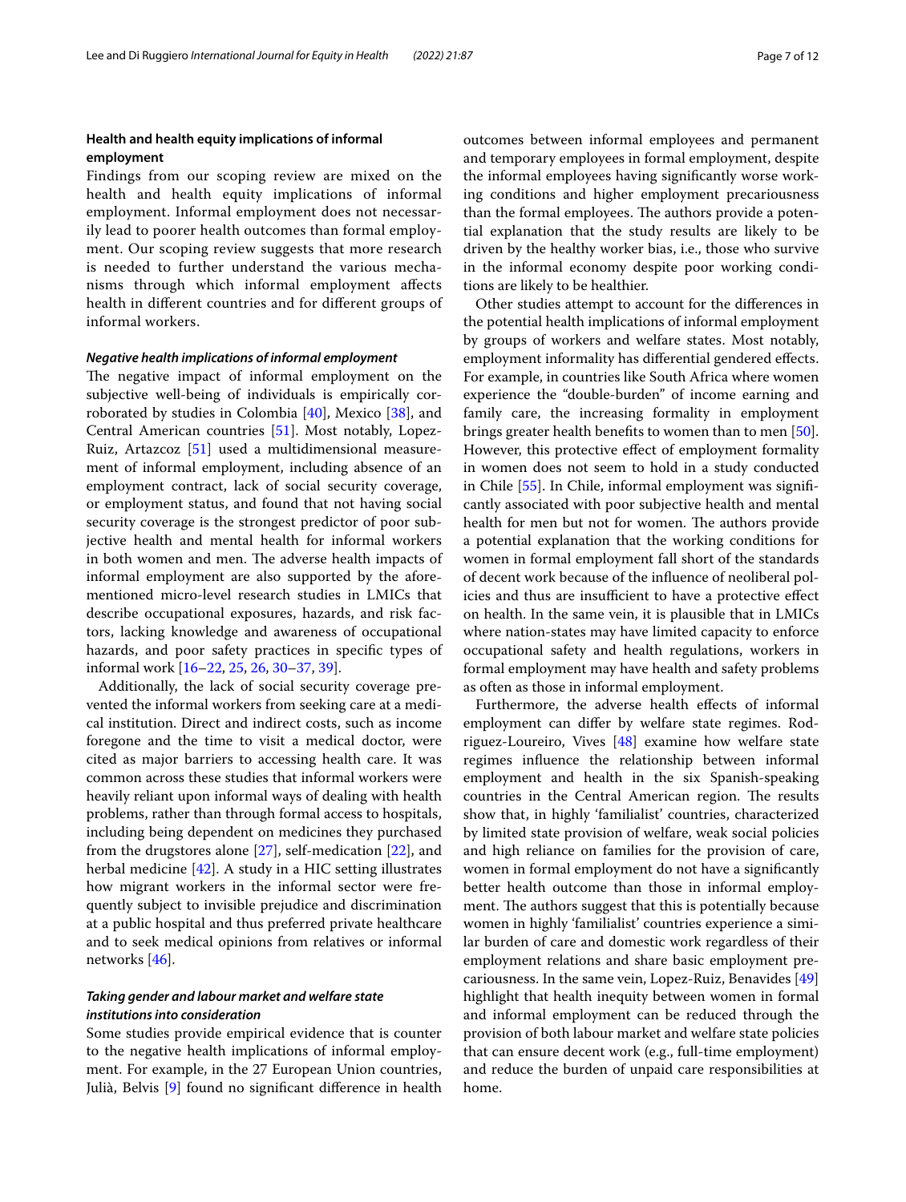### Health and health equity implications of informal employment

Findings from our scoping review are mixed on the health and health equity implications of informal employment. Informal employment does not necessarily lead to poorer health outcomes than formal employment. Our scoping review suggests that more research is needed to further understand the various mechanisms through which informal employment affects health in different countries and for different groups of informal workers.

#### *Negative health implications of informal employment*

The negative impact of informal employment on the subjective well-being of individuals is empirically corroborated by studies in Colombia [40], Mexico [38], and Central American countries [51]. Most notably, Lopez-Ruiz, Artazcoz [51] used a multidimensional measurement of informal employment, including absence of an employment contract, lack of social security coverage, or employment status, and found that not having social security coverage is the strongest predictor of poor subjective health and mental health for informal workers in both women and men. The adverse health impacts of informal employment are also supported by the aforementioned micro-level research studies in LMICs that describe occupational exposures, hazards, and risk factors, lacking knowledge and awareness of occupational hazards, and poor safety practices in specific types of informal work [16–22, 25, 26, 30–37, 39].

Additionally, the lack of social security coverage prevented the informal workers from seeking care at a medical institution. Direct and indirect costs, such as income foregone and the time to visit a medical doctor, were cited as major barriers to accessing health care. It was common across these studies that informal workers were heavily reliant upon informal ways of dealing with health problems, rather than through formal access to hospitals, including being dependent on medicines they purchased from the drugstores alone [27], self-medication [22], and herbal medicine [42]. A study in a HIC setting illustrates how migrant workers in the informal sector were frequently subject to invisible prejudice and discrimination at a public hospital and thus preferred private healthcare and to seek medical opinions from relatives or informal networks [46].

#### *Taking gender and labour market and welfare state institutions into consideration*

Some studies provide empirical evidence that is counter to the negative health implications of informal employment. For example, in the 27 European Union countries, Julià, Belvis [9] found no significant difference in health outcomes between informal employees and permanent and temporary employees in formal employment, despite the informal employees having significantly worse working conditions and higher employment precariousness than the formal employees. The authors provide a potential explanation that the study results are likely to be driven by the healthy worker bias, i.e., those who survive in the informal economy despite poor working conditions are likely to be healthier.

Other studies attempt to account for the differences in the potential health implications of informal employment by groups of workers and welfare states. Most notably, employment informality has differential gendered effects. For example, in countries like South Africa where women experience the "double-burden" of income earning and family care, the increasing formality in employment brings greater health benefits to women than to men [50]. However, this protective effect of employment formality in women does not seem to hold in a study conducted in Chile [55]. In Chile, informal employment was significantly associated with poor subjective health and mental health for men but not for women. The authors provide a potential explanation that the working conditions for women in formal employment fall short of the standards of decent work because of the influence of neoliberal policies and thus are insufficient to have a protective effect on health. In the same vein, it is plausible that in LMICs where nation-states may have limited capacity to enforce occupational safety and health regulations, workers in formal employment may have health and safety problems as often as those in informal employment.

Furthermore, the adverse health effects of informal employment can differ by welfare state regimes. Rodriguez-Loureiro, Vives [48] examine how welfare state regimes influence the relationship between informal employment and health in the six Spanish-speaking countries in the Central American region. The results show that, in highly 'familialist' countries, characterized by limited state provision of welfare, weak social policies and high reliance on families for the provision of care, women in formal employment do not have a significantly better health outcome than those in informal employment. The authors suggest that this is potentially because women in highly 'familialist' countries experience a similar burden of care and domestic work regardless of their employment relations and share basic employment precariousness. In the same vein, Lopez-Ruiz, Benavides [49] highlight that health inequity between women in formal and informal employment can be reduced through the provision of both labour market and welfare state policies that can ensure decent work (e.g., full-time employment) and reduce the burden of unpaid care responsibilities at home.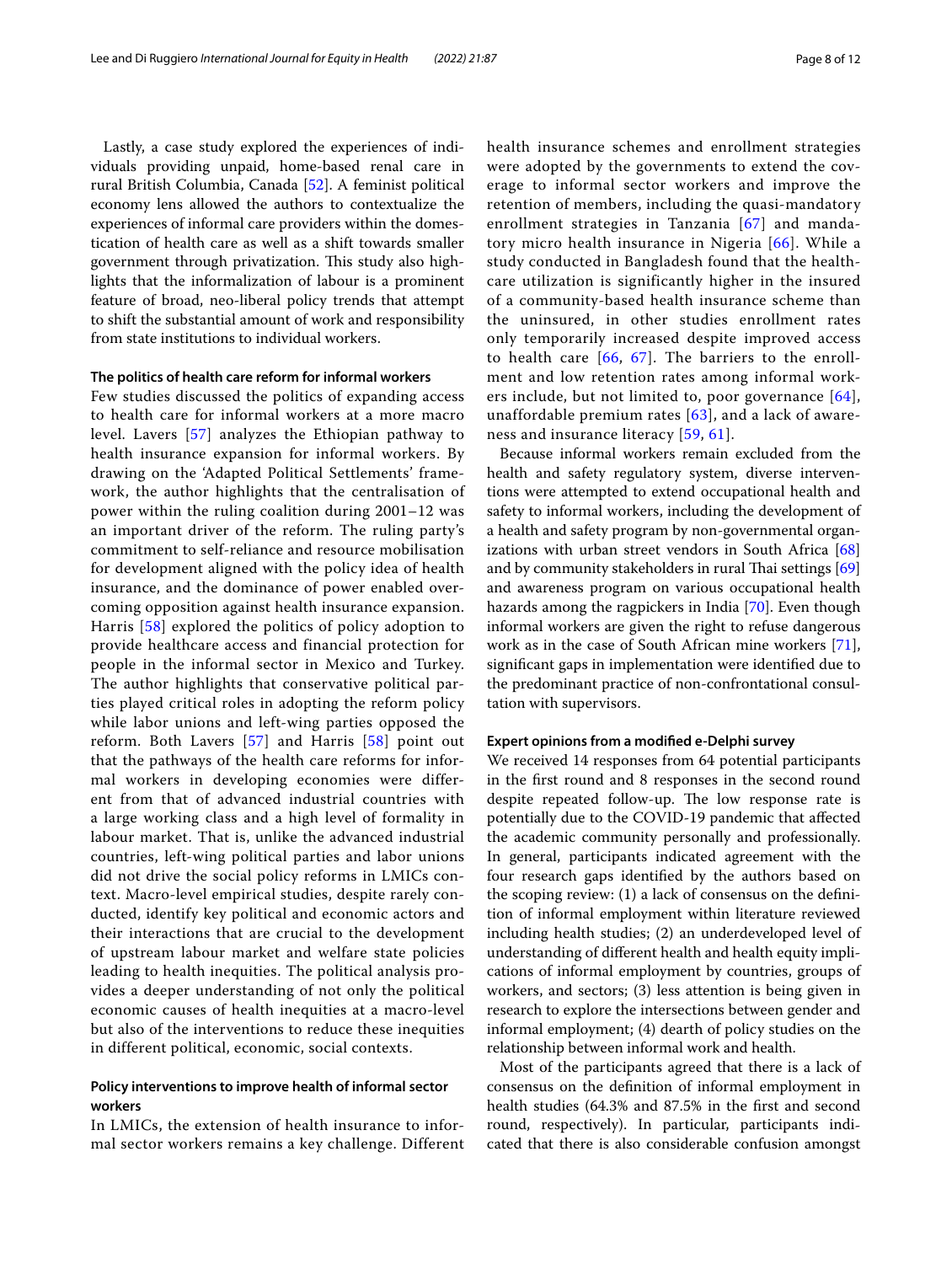Lastly, a case study explored the experiences of individuals providing unpaid, home-based renal care in rural British Columbia, Canada [52]. A feminist political economy lens allowed the authors to contextualize the experiences of informal care providers within the domestication of health care as well as a shift towards smaller government through privatization. This study also highlights that the informalization of labour is a prominent feature of broad, neo-liberal policy trends that attempt to shift the substantial amount of work and responsibility from state institutions to individual workers.

#### The politics of health care reform for informal workers

Few studies discussed the politics of expanding access to health care for informal workers at a more macro level. Lavers [57] analyzes the Ethiopian pathway to health insurance expansion for informal workers. By drawing on the 'Adapted Political Settlements' framework, the author highlights that the centralisation of power within the ruling coalition during 2001–12 was an important driver of the reform. The ruling party's commitment to self-reliance and resource mobilisation for development aligned with the policy idea of health insurance, and the dominance of power enabled overcoming opposition against health insurance expansion. Harris [58] explored the politics of policy adoption to provide healthcare access and financial protection for people in the informal sector in Mexico and Turkey. The author highlights that conservative political parties played critical roles in adopting the reform policy while labor unions and left-wing parties opposed the reform. Both Lavers [57] and Harris [58] point out that the pathways of the health care reforms for informal workers in developing economies were different from that of advanced industrial countries with a large working class and a high level of formality in labour market. That is, unlike the advanced industrial countries, left-wing political parties and labor unions did not drive the social policy reforms in LMICs context. Macro-level empirical studies, despite rarely conducted, identify key political and economic actors and their interactions that are crucial to the development of upstream labour market and welfare state policies leading to health inequities. The political analysis provides a deeper understanding of not only the political economic causes of health inequities at a macro-level but also of the interventions to reduce these inequities in different political, economic, social contexts.

#### Policy interventions to improve health of informal sector workers

In LMICs, the extension of health insurance to informal sector workers remains a key challenge. Different health insurance schemes and enrollment strategies were adopted by the governments to extend the coverage to informal sector workers and improve the retention of members, including the quasi-mandatory enrollment strategies in Tanzania [67] and mandatory micro health insurance in Nigeria [66]. While a study conducted in Bangladesh found that the healthcare utilization is significantly higher in the insured of a community-based health insurance scheme than the uninsured, in other studies enrollment rates only temporarily increased despite improved access to health care [66, 67]. The barriers to the enrollment and low retention rates among informal workers include, but not limited to, poor governance [64], unaffordable premium rates [63], and a lack of awareness and insurance literacy [59, 61].

Because informal workers remain excluded from the health and safety regulatory system, diverse interventions were attempted to extend occupational health and safety to informal workers, including the development of a health and safety program by non-governmental organizations with urban street vendors in South Africa [68] and by community stakeholders in rural Thai settings [69] and awareness program on various occupational health hazards among the ragpickers in India [70]. Even though informal workers are given the right to refuse dangerous work as in the case of South African mine workers [71], significant gaps in implementation were identified due to the predominant practice of non-confrontational consultation with supervisors.

#### Expert opinions from a modified e-Delphi survey

We received 14 responses from 64 potential participants in the first round and 8 responses in the second round despite repeated follow-up. The low response rate is potentially due to the COVID-19 pandemic that affected the academic community personally and professionally. In general, participants indicated agreement with the four research gaps identified by the authors based on the scoping review: (1) a lack of consensus on the definition of informal employment within literature reviewed including health studies; (2) an underdeveloped level of understanding of different health and health equity implications of informal employment by countries, groups of workers, and sectors; (3) less attention is being given in research to explore the intersections between gender and informal employment; (4) dearth of policy studies on the relationship between informal work and health.

Most of the participants agreed that there is a lack of consensus on the definition of informal employment in health studies (64.3% and 87.5% in the first and second round, respectively). In particular, participants indicated that there is also considerable confusion amongst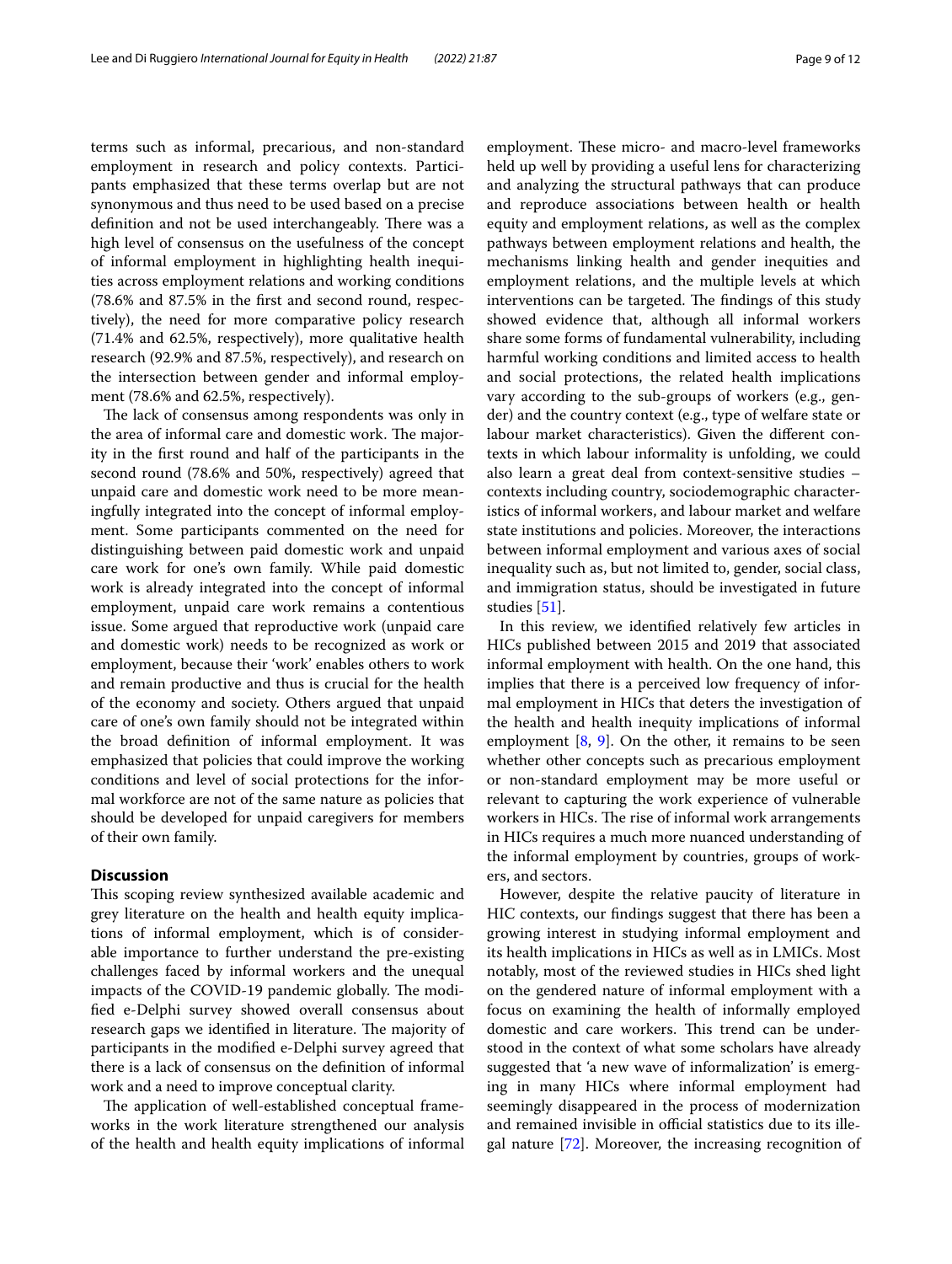terms such as informal, precarious, and non-standard employment in research and policy contexts. Participants emphasized that these terms overlap but are not synonymous and thus need to be used based on a precise definition and not be used interchangeably. There was a high level of consensus on the usefulness of the concept of informal employment in highlighting health inequities across employment relations and working conditions (78.6% and 87.5% in the first and second round, respectively), the need for more comparative policy research (71.4% and 62.5%, respectively), more qualitative health research (92.9% and 87.5%, respectively), and research on the intersection between gender and informal employment (78.6% and 62.5%, respectively).

The lack of consensus among respondents was only in the area of informal care and domestic work. The majority in the first round and half of the participants in the second round (78.6% and 50%, respectively) agreed that unpaid care and domestic work need to be more meaningfully integrated into the concept of informal employment. Some participants commented on the need for distinguishing between paid domestic work and unpaid care work for one's own family. While paid domestic work is already integrated into the concept of informal employment, unpaid care work remains a contentious issue. Some argued that reproductive work (unpaid care and domestic work) needs to be recognized as work or employment, because their 'work' enables others to work and remain productive and thus is crucial for the health of the economy and society. Others argued that unpaid care of one's own family should not be integrated within the broad definition of informal employment. It was emphasized that policies that could improve the working conditions and level of social protections for the informal workforce are not of the same nature as policies that should be developed for unpaid caregivers for members of their own family.

## Discussion

This scoping review synthesized available academic and grey literature on the health and health equity implications of informal employment, which is of considerable importance to further understand the pre-existing challenges faced by informal workers and the unequal impacts of the COVID-19 pandemic globally. The modified e-Delphi survey showed overall consensus about research gaps we identified in literature. The majority of participants in the modified e-Delphi survey agreed that there is a lack of consensus on the definition of informal work and a need to improve conceptual clarity.

The application of well-established conceptual frameworks in the work literature strengthened our analysis of the health and health equity implications of informal employment. These micro- and macro-level frameworks held up well by providing a useful lens for characterizing and analyzing the structural pathways that can produce and reproduce associations between health or health equity and employment relations, as well as the complex pathways between employment relations and health, the mechanisms linking health and gender inequities and employment relations, and the multiple levels at which interventions can be targeted. The findings of this study showed evidence that, although all informal workers share some forms of fundamental vulnerability, including harmful working conditions and limited access to health and social protections, the related health implications vary according to the sub-groups of workers (e.g., gender) and the country context (e.g., type of welfare state or labour market characteristics). Given the different contexts in which labour informality is unfolding, we could also learn a great deal from context-sensitive studies – contexts including country, sociodemographic characteristics of informal workers, and labour market and welfare state institutions and policies. Moreover, the interactions between informal employment and various axes of social inequality such as, but not limited to, gender, social class, and immigration status, should be investigated in future studies [51].

In this review, we identified relatively few articles in HICs published between 2015 and 2019 that associated informal employment with health. On the one hand, this implies that there is a perceived low frequency of informal employment in HICs that deters the investigation of the health and health inequity implications of informal employment [8, 9]. On the other, it remains to be seen whether other concepts such as precarious employment or non-standard employment may be more useful or relevant to capturing the work experience of vulnerable workers in HICs. The rise of informal work arrangements in HICs requires a much more nuanced understanding of the informal employment by countries, groups of workers, and sectors.

However, despite the relative paucity of literature in HIC contexts, our findings suggest that there has been a growing interest in studying informal employment and its health implications in HICs as well as in LMICs. Most notably, most of the reviewed studies in HICs shed light on the gendered nature of informal employment with a focus on examining the health of informally employed domestic and care workers. This trend can be understood in the context of what some scholars have already suggested that 'a new wave of informalization' is emerging in many HICs where informal employment had seemingly disappeared in the process of modernization and remained invisible in official statistics due to its illegal nature [72]. Moreover, the increasing recognition of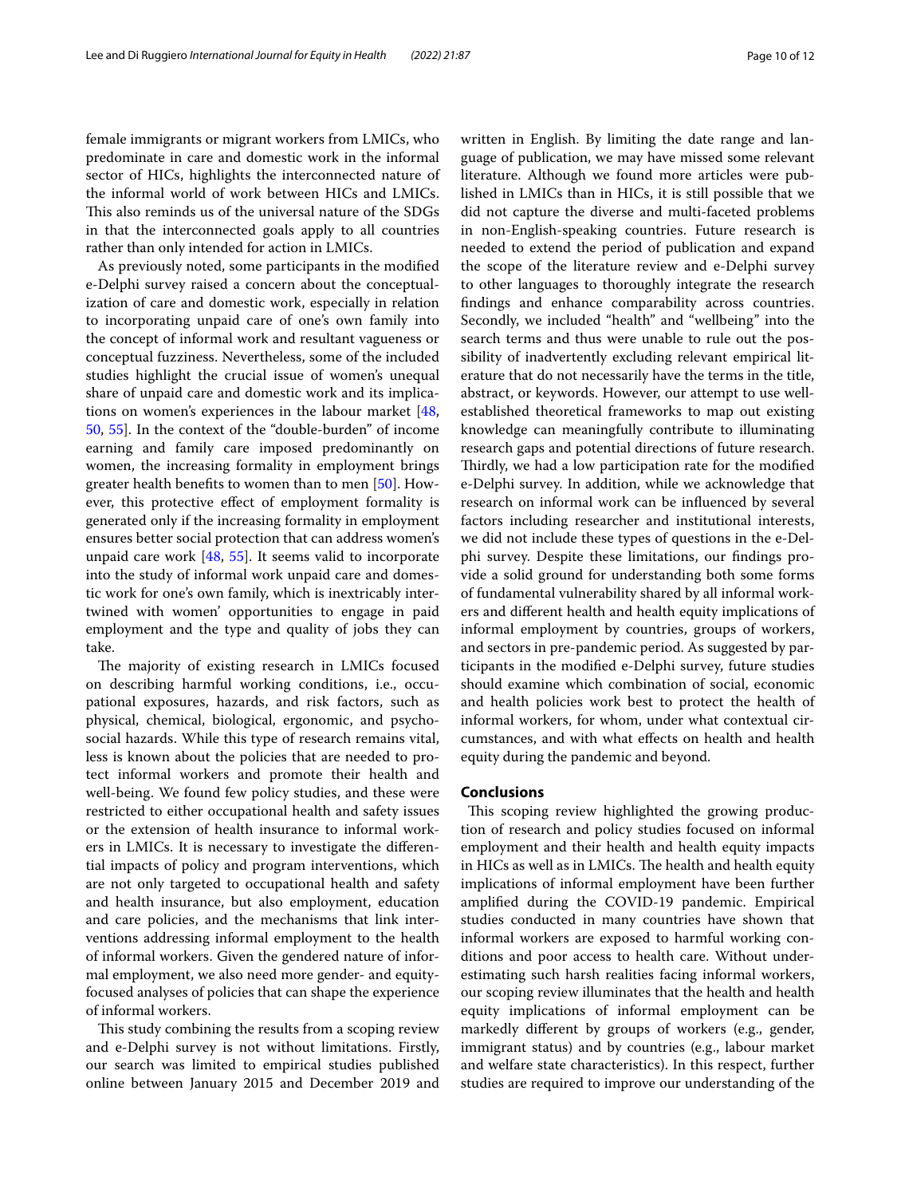female immigrants or migrant workers from LMICs, who predominate in care and domestic work in the informal sector of HICs, highlights the interconnected nature of the informal world of work between HICs and LMICs. This also reminds us of the universal nature of the SDGs in that the interconnected goals apply to all countries rather than only intended for action in LMICs.

As previously noted, some participants in the modified e-Delphi survey raised a concern about the conceptualization of care and domestic work, especially in relation to incorporating unpaid care of one's own family into the concept of informal work and resultant vagueness or conceptual fuzziness. Nevertheless, some of the included studies highlight the crucial issue of women's unequal share of unpaid care and domestic work and its implications on women's experiences in the labour market [48, 50, 55]. In the context of the "double-burden" of income earning and family care imposed predominantly on women, the increasing formality in employment brings greater health benefits to women than to men [50]. However, this protective effect of employment formality is generated only if the increasing formality in employment ensures better social protection that can address women's unpaid care work [48, 55]. It seems valid to incorporate into the study of informal work unpaid care and domestic work for one's own family, which is inextricably intertwined with women' opportunities to engage in paid employment and the type and quality of jobs they can take.

The majority of existing research in LMICs focused on describing harmful working conditions, i.e., occupational exposures, hazards, and risk factors, such as physical, chemical, biological, ergonomic, and psychosocial hazards. While this type of research remains vital, less is known about the policies that are needed to protect informal workers and promote their health and well-being. We found few policy studies, and these were restricted to either occupational health and safety issues or the extension of health insurance to informal workers in LMICs. It is necessary to investigate the differential impacts of policy and program interventions, which are not only targeted to occupational health and safety and health insurance, but also employment, education and care policies, and the mechanisms that link interventions addressing informal employment to the health of informal workers. Given the gendered nature of informal employment, we also need more gender- and equity-focused analyses of policies that can shape the experience of informal workers.

This study combining the results from a scoping review and e-Delphi survey is not without limitations. Firstly, our search was limited to empirical studies published online between January 2015 and December 2019 and written in English. By limiting the date range and language of publication, we may have missed some relevant literature. Although we found more articles were published in LMICs than in HICs, it is still possible that we did not capture the diverse and multi-faceted problems in non-English-speaking countries. Future research is needed to extend the period of publication and expand the scope of the literature review and e-Delphi survey to other languages to thoroughly integrate the research findings and enhance comparability across countries. Secondly, we included "health" and "wellbeing" into the search terms and thus were unable to rule out the possibility of inadvertently excluding relevant empirical literature that do not necessarily have the terms in the title, abstract, or keywords. However, our attempt to use well-established theoretical frameworks to map out existing knowledge can meaningfully contribute to illuminating research gaps and potential directions of future research. Thirdly, we had a low participation rate for the modified e-Delphi survey. In addition, while we acknowledge that research on informal work can be influenced by several factors including researcher and institutional interests, we did not include these types of questions in the e-Delphi survey. Despite these limitations, our findings provide a solid ground for understanding both some forms of fundamental vulnerability shared by all informal workers and different health and health equity implications of informal employment by countries, groups of workers, and sectors in pre-pandemic period. As suggested by participants in the modified e-Delphi survey, future studies should examine which combination of social, economic and health policies work best to protect the health of informal workers, for whom, under what contextual circumstances, and with what effects on health and health equity during the pandemic and beyond.

## Conclusions

This scoping review highlighted the growing production of research and policy studies focused on informal employment and their health and health equity impacts in HICs as well as in LMICs. The health and health equity implications of informal employment have been further amplified during the COVID-19 pandemic. Empirical studies conducted in many countries have shown that informal workers are exposed to harmful working conditions and poor access to health care. Without underestimating such harsh realities facing informal workers, our scoping review illuminates that the health and health equity implications of informal employment can be markedly different by groups of workers (e.g., gender, immigrant status) and by countries (e.g., labour market and welfare state characteristics). In this respect, further studies are required to improve our understanding of the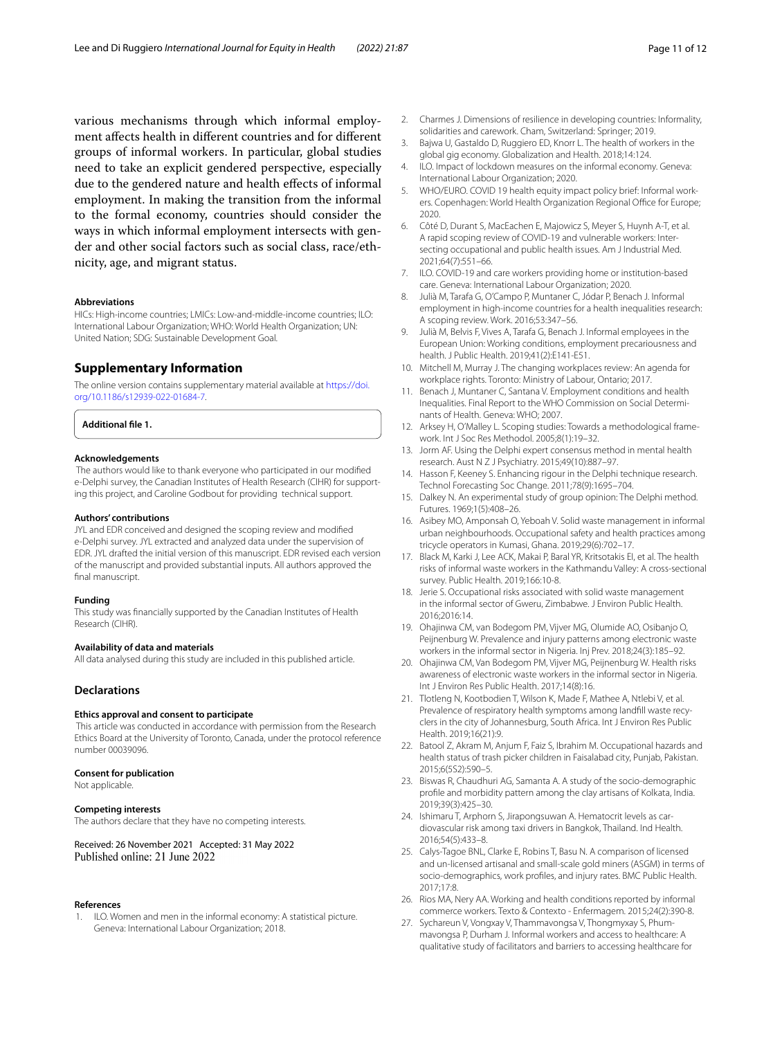various mechanisms through which informal employment affects health in different countries and for different groups of informal workers. In particular, global studies need to take an explicit gendered perspective, especially due to the gendered nature and health effects of informal employment. In making the transition from the informal to the formal economy, countries should consider the ways in which informal employment intersects with gender and other social factors such as social class, race/ethnicity, age, and migrant status.

#### Abbreviations

HICs: High-income countries; LMICs: Low-and-middle-income countries; ILO: International Labour Organization; WHO: World Health Organization; UN: United Nation; SDG: Sustainable Development Goal.

## Supplementary Information

The online version contains supplementary material available at https://doi.org/10.1186/s12939-022-01684-7.

**Additional file 1.**

#### Acknowledgements

The authors would like to thank everyone who participated in our modified e-Delphi survey, the Canadian Institutes of Health Research (CIHR) for supporting this project, and Caroline Godbout for providing technical support.

#### Authors' contributions

JYL and EDR conceived and designed the scoping review and modified e-Delphi survey. JYL extracted and analyzed data under the supervision of EDR. JYL drafted the initial version of this manuscript. EDR revised each version of the manuscript and provided substantial inputs. All authors approved the final manuscript.

#### Funding

This study was financially supported by the Canadian Institutes of Health Research (CIHR).

#### Availability of data and materials

All data analysed during this study are included in this published article.

### Declarations

#### Ethics approval and consent to participate

This article was conducted in accordance with permission from the Research Ethics Board at the University of Toronto, Canada, under the protocol reference number 00039096.

#### Consent for publication

Not applicable.

#### Competing interests

The authors declare that they have no competing interests.

Received: 26 November 2021 Accepted: 31 May 2022
Published online: 21 June 2022

#### References

1. ILO. Women and men in the informal economy: A statistical picture. Geneva: International Labour Organization; 2018.
2. Charmes J. Dimensions of resilience in developing countries: Informality, solidarities and carework. Cham, Switzerland: Springer; 2019.
3. Bajwa U, Gastaldo D, Ruggiero ED, Knorr L. The health of workers in the global gig economy. Globalization and Health. 2018;14:124.
4. ILO. Impact of lockdown measures on the informal economy. Geneva: International Labour Organization; 2020.
5. WHO/EURO. COVID 19 health equity impact policy brief: Informal workers. Copenhagen: World Health Organization Regional Office for Europe; 2020.
6. Côté D, Durant S, MacEachen E, Majowicz S, Meyer S, Huynh A-T, et al. A rapid scoping review of COVID-19 and vulnerable workers: Intersecting occupational and public health issues. Am J Industrial Med. 2021;64(7):551–66.
7. ILO. COVID-19 and care workers providing home or institution-based care. Geneva: International Labour Organization; 2020.
8. Julià M, Tarafa G, O'Campo P, Muntaner C, Jódar P, Benach J. Informal employment in high-income countries for a health inequalities research: A scoping review. Work. 2016;53:347–56.
9. Julià M, Belvis F, Vives A, Tarafa G, Benach J. Informal employees in the European Union: Working conditions, employment precariousness and health. J Public Health. 2019;41(2):E141-E51.
10. Mitchell M, Murray J. The changing workplaces review: An agenda for workplace rights. Toronto: Ministry of Labour, Ontario; 2017.
11. Benach J, Muntaner C, Santana V. Employment conditions and health Inequalities. Final Report to the WHO Commission on Social Determinants of Health. Geneva: WHO; 2007.
12. Arksey H, O'Malley L. Scoping studies: Towards a methodological framework. Int J Soc Res Methodol. 2005;8(1):19–32.
13. Jorm AF. Using the Delphi expert consensus method in mental health research. Aust N Z J Psychiatry. 2015;49(10):887–97.
14. Hasson F, Keeney S. Enhancing rigour in the Delphi technique research. Technol Forecasting Soc Change. 2011;78(9):1695–704.
15. Dalkey N. An experimental study of group opinion: The Delphi method. Futures. 1969;1(5):408–26.
16. Asibey MO, Amponsah O, Yeboah V. Solid waste management in informal urban neighbourhoods. Occupational safety and health practices among tricycle operators in Kumasi, Ghana. 2019;29(6):702–17.
17. Black M, Karki J, Lee ACK, Makai P, Baral YR, Kritsotakis EI, et al. The health risks of informal waste workers in the Kathmandu Valley: A cross-sectional survey. Public Health. 2019;166:10-8.
18. Jerie S. Occupational risks associated with solid waste management in the informal sector of Gweru, Zimbabwe. J Environ Public Health. 2016;2016:14.
19. Ohajinwa CM, van Bodegom PM, Vijver MG, Olumide AO, Osibanjo O, Peijnenburg W. Prevalence and injury patterns among electronic waste workers in the informal sector in Nigeria. Inj Prev. 2018;24(3):185–92.
20. Ohajinwa CM, Van Bodegom PM, Vijver MG, Peijnenburg W. Health risks awareness of electronic waste workers in the informal sector in Nigeria. Int J Environ Res Public Health. 2017;14(8):16.
21. Tlotleng N, Kootbodien T, Wilson K, Made F, Mathee A, Ntlebi V, et al. Prevalence of respiratory health symptoms among landfill waste recyclers in the city of Johannesburg, South Africa. Int J Environ Res Public Health. 2019;16(21):9.
22. Batool Z, Akram M, Anjum F, Faiz S, Ibrahim M. Occupational hazards and health status of trash picker children in Faisalabad city, Punjab, Pakistan. 2015;6(5S2):590–5.
23. Biswas R, Chaudhuri AG, Samanta A. A study of the socio-demographic profile and morbidity pattern among the clay artisans of Kolkata, India. 2019;39(3):425–30.
24. Ishimaru T, Arphorn S, Jirapongsuwan A. Hematocrit levels as cardiovascular risk among taxi drivers in Bangkok, Thailand. Ind Health. 2016;54(5):433–8.
25. Calys-Tagoe BNL, Clarke E, Robins T, Basu N. A comparison of licensed and un-licensed artisanal and small-scale gold miners (ASGM) in terms of socio-demographics, work profiles, and injury rates. BMC Public Health. 2017;17:8.
26. Rios MA, Nery AA. Working and health conditions reported by informal commerce workers. Texto & Contexto - Enfermagem. 2015;24(2):390-8.
27. Sychareun V, Vongxay V, Thammavongsa V, Thongmyxay S, Phummavongsa P, Durham J. Informal workers and access to healthcare: A qualitative study of facilitators and barriers to accessing healthcare for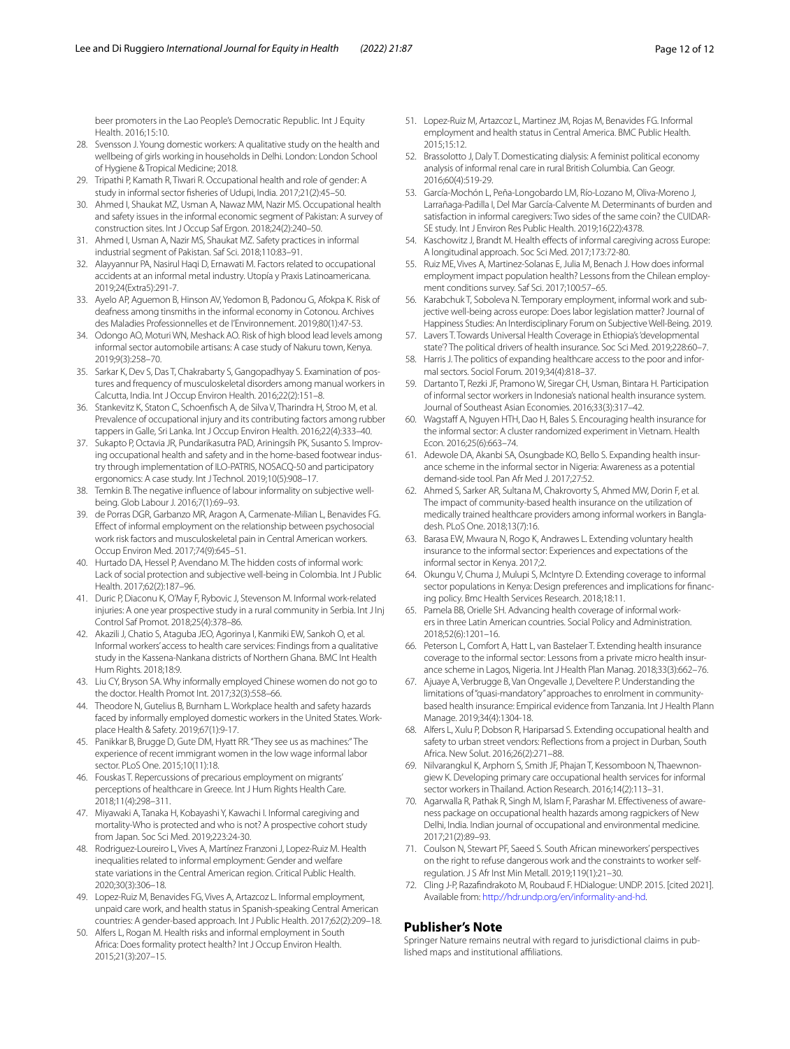beer promoters in the Lao People's Democratic Republic. Int J Equity Health. 2016;15:10.

28. Svensson J. Young domestic workers: A qualitative study on the health and wellbeing of girls working in households in Delhi. London: London School of Hygiene & Tropical Medicine; 2018.
29. Tripathi P, Kamath R, Tiwari R. Occupational health and role of gender: A study in informal sector fisheries of Udupi, India. 2017;21(2):45–50.
30. Ahmed I, Shaukat MZ, Usman A, Nawaz MM, Nazir MS. Occupational health and safety issues in the informal economic segment of Pakistan: A survey of construction sites. Int J Occup Saf Ergon. 2018;24(2):240–50.
31. Ahmed I, Usman A, Nazir MS, Shaukat MZ. Safety practices in informal industrial segment of Pakistan. Saf Sci. 2018;110:83–91.
32. Alayyannur PA, Nasirul Haqi D, Ernawati M. Factors related to occupational accidents at an informal metal industry. Utopía y Praxis Latinoamericana. 2019;24(Extra5):291-7.
33. Ayelo AP, Aguemon B, Hinson AV, Yedomon B, Padonou G, Afokpa K. Risk of deafness among tinsmiths in the informal economy in Cotonou. Archives des Maladies Professionnelles et de l'Environnement. 2019;80(1):47-53.
34. Odongo AO, Moturi WN, Meshack AO. Risk of high blood lead levels among informal sector automobile artisans: A case study of Nakuru town, Kenya. 2019;9(3):258–70.
35. Sarkar K, Dev S, Das T, Chakrabarty S, Gangopadhyay S. Examination of postures and frequency of musculoskeletal disorders among manual workers in Calcutta, India. Int J Occup Environ Health. 2016;22(2):151–8.
36. Stankevitz K, Staton C, Schoenfisch A, de Silva V, Tharindra H, Stroo M, et al. Prevalence of occupational injury and its contributing factors among rubber tappers in Galle, Sri Lanka. Int J Occup Environ Health. 2016;22(4):333–40.
37. Sukapto P, Octavia JR, Pundarikasutra PAD, Ariningsih PK, Susanto S. Improving occupational health and safety and in the home-based footwear industry through implementation of ILO-PATRIS, NOSACQ-50 and participatory ergonomics: A case study. Int J Technol. 2019;10(5):908–17.
38. Temkin B. The negative influence of labour informality on subjective well-being. Glob Labour J. 2016;7(1):69–93.
39. de Porras DGR, Garbanzo MR, Aragon A, Carmenate-Milian L, Benavides FG. Effect of informal employment on the relationship between psychosocial work risk factors and musculoskeletal pain in Central American workers. Occup Environ Med. 2017;74(9):645–51.
40. Hurtado DA, Hessel P, Avendano M. The hidden costs of informal work: Lack of social protection and subjective well-being in Colombia. Int J Public Health. 2017;62(2):187–96.
41. Duric P, Diaconu K, O'May F, Rybovic J, Stevenson M. Informal work-related injuries: A one year prospective study in a rural community in Serbia. Int J Inj Control Saf Promot. 2018;25(4):378–86.
42. Akazili J, Chatio S, Ataguba JEO, Agorinya I, Kanmiki EW, Sankoh O, et al. Informal workers' access to health care services: Findings from a qualitative study in the Kassena-Nankana districts of Northern Ghana. BMC Int Health Hum Rights. 2018;18:9.
43. Liu CY, Bryson SA. Why informally employed Chinese women do not go to the doctor. Health Promot Int. 2017;32(3):558–66.
44. Theodore N, Gutelius B, Burnham L. Workplace health and safety hazards faced by informally employed domestic workers in the United States. Workplace Health & Safety. 2019;67(1):9-17.
45. Panikkar B, Brugge D, Gute DM, Hyatt RR. "They see us as machines:" The experience of recent immigrant women in the low wage informal labor sector. PLoS One. 2015;10(11):18.
46. Fouskas T. Repercussions of precarious employment on migrants' perceptions of healthcare in Greece. Int J Hum Rights Health Care. 2018;11(4):298–311.
47. Miyawaki A, Tanaka H, Kobayashi Y, Kawachi I. Informal caregiving and mortality-Who is protected and who is not? A prospective cohort study from Japan. Soc Sci Med. 2019;223:24-30.
48. Rodriguez-Loureiro L, Vives A, Martínez Franzoni J, Lopez-Ruiz M. Health inequalities related to informal employment: Gender and welfare state variations in the Central American region. Critical Public Health. 2020;30(3):306–18.
49. Lopez-Ruiz M, Benavides FG, Vives A, Artazcoz L. Informal employment, unpaid care work, and health status in Spanish-speaking Central American countries: A gender-based approach. Int J Public Health. 2017;62(2):209–18.
50. Alfers L, Rogan M. Health risks and informal employment in South Africa: Does formality protect health? Int J Occup Environ Health. 2015;21(3):207–15.
51. Lopez-Ruiz M, Artazcoz L, Martinez JM, Rojas M, Benavides FG. Informal employment and health status in Central America. BMC Public Health. 2015;15:12.
52. Brassolotto J, Daly T. Domesticating dialysis: A feminist political economy analysis of informal renal care in rural British Columbia. Can Geogr. 2016;60(4):519-29.
53. García-Mochón L, Peña-Longobardo LM, Río-Lozano M, Oliva-Moreno J, Larrañaga-Padilla I, Del Mar García-Calvente M. Determinants of burden and satisfaction in informal caregivers: Two sides of the same coin? the CUIDAR-SE study. Int J Environ Res Public Health. 2019;16(22):4378.
54. Kaschowitz J, Brandt M. Health effects of informal caregiving across Europe: A longitudinal approach. Soc Sci Med. 2017;173:72-80.
55. Ruiz ME, Vives A, Martinez-Solanas E, Julia M, Benach J. How does informal employment impact population health? Lessons from the Chilean employment conditions survey. Saf Sci. 2017;100:57–65.
56. Karabchuk T, Soboleva N. Temporary employment, informal work and subjective well-being across europe: Does labor legislation matter? Journal of Happiness Studies: An Interdisciplinary Forum on Subjective Well-Being. 2019.
57. Lavers T. Towards Universal Health Coverage in Ethiopia's 'developmental state'? The political drivers of health insurance. Soc Sci Med. 2019;228:60–7.
58. Harris J. The politics of expanding healthcare access to the poor and informal sectors. Sociol Forum. 2019;34(4):818–37.
59. Dartanto T, Rezki JF, Pramono W, Siregar CH, Usman, Bintara H. Participation of informal sector workers in Indonesia's national health insurance system. Journal of Southeast Asian Economies. 2016;33(3):317–42.
60. Wagstaff A, Nguyen HTH, Dao H, Bales S. Encouraging health insurance for the informal sector: A cluster randomized experiment in Vietnam. Health Econ. 2016;25(6):663–74.
61. Adewole DA, Akanbi SA, Osungbade KO, Bello S. Expanding health insurance scheme in the informal sector in Nigeria: Awareness as a potential demand-side tool. Pan Afr Med J. 2017;27:52.
62. Ahmed S, Sarker AR, Sultana M, Chakrovorty S, Ahmed MW, Dorin F, et al. The impact of community-based health insurance on the utilization of medically trained healthcare providers among informal workers in Bangladesh. PLoS One. 2018;13(7):16.
63. Barasa EW, Mwaura N, Rogo K, Andrawes L. Extending voluntary health insurance to the informal sector: Experiences and expectations of the informal sector in Kenya. 2017;2.
64. Okungu V, Chuma J, Mulupi S, McIntyre D. Extending coverage to informal sector populations in Kenya: Design preferences and implications for financing policy. Bmc Health Services Research. 2018;18:11.
65. Pamela BB, Orielle SH. Advancing health coverage of informal workers in three Latin American countries. Social Policy and Administration. 2018;52(6):1201–16.
66. Peterson L, Comfort A, Hatt L, van Bastelaer T. Extending health insurance coverage to the informal sector: Lessons from a private micro health insurance scheme in Lagos, Nigeria. Int J Health Plan Manag. 2018;33(3):662–76.
67. Ajuaye A, Verbrugge B, Van Ongevalle J, Develtere P. Understanding the limitations of "quasi-mandatory" approaches to enrolment in community-based health insurance: Empirical evidence from Tanzania. Int J Health Plann Manage. 2019;34(4):1304-18.
68. Alfers L, Xulu P, Dobson R, Hariparsad S. Extending occupational health and safety to urban street vendors: Reflections from a project in Durban, South Africa. New Solut. 2016;26(2):271–88.
69. Nilvarangkul K, Arphorn S, Smith JF, Phajan T, Kessomboon N, Thaewnongiew K. Developing primary care occupational health services for informal sector workers in Thailand. Action Research. 2016;14(2):113–31.
70. Agarwalla R, Pathak R, Singh M, Islam F, Parashar M. Effectiveness of awareness package on occupational health hazards among ragpickers of New Delhi, India. Indian journal of occupational and environmental medicine. 2017;21(2):89–93.
71. Coulson N, Stewart PF, Saeed S. South African mineworkers' perspectives on the right to refuse dangerous work and the constraints to worker self-regulation. J S Afr Inst Min Metall. 2019;119(1):21–30.
72. Cling J-P, Razafindrakoto M, Roubaud F. HDialogue: UNDP. 2015. [cited 2021]. Available from: http://hdr.undp.org/en/informality-and-hd.

## Publisher's Note

Springer Nature remains neutral with regard to jurisdictional claims in published maps and institutional affiliations.